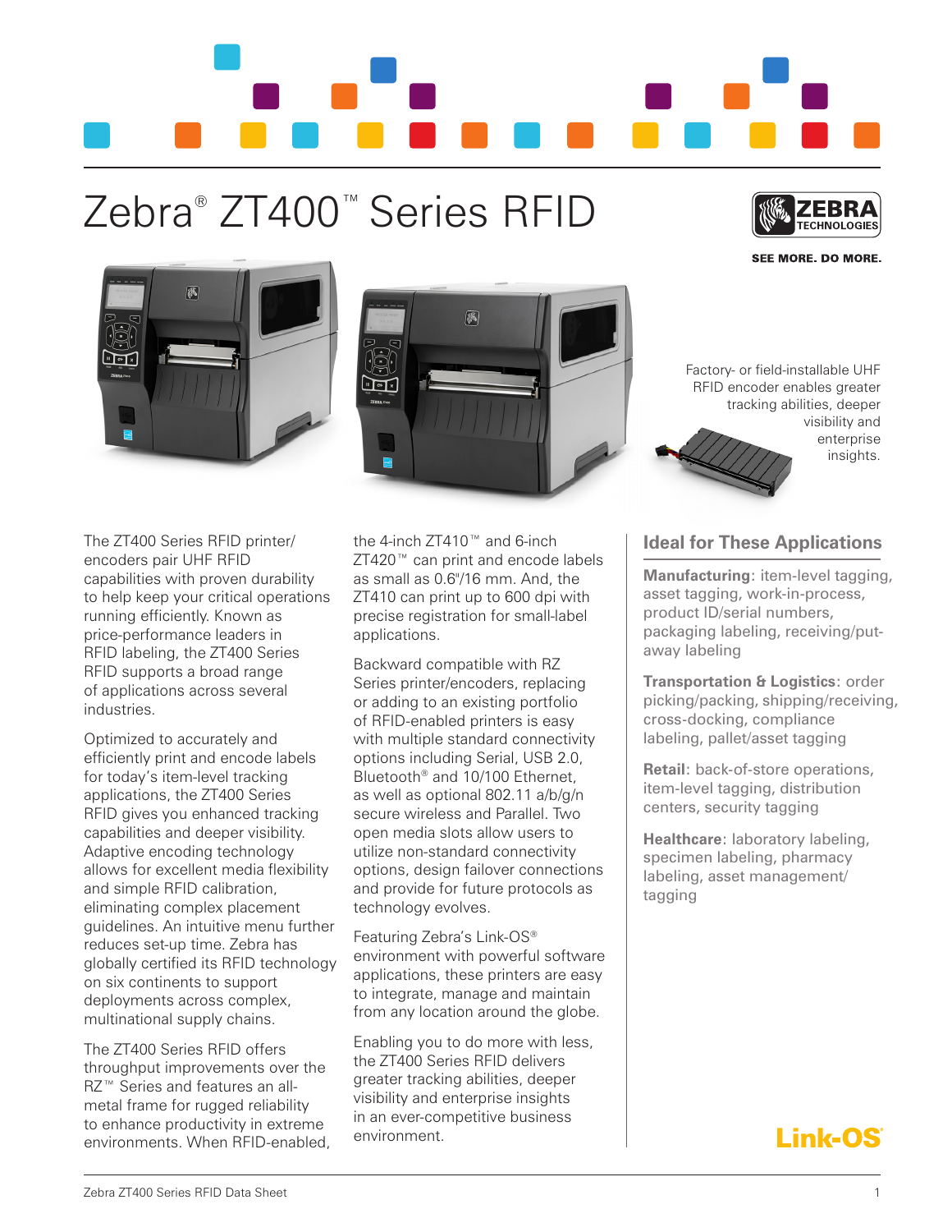# Zebra® ZT400™ Series RFID

ZEBRA TECHNOLOGIES

SEE MORE. DO MORE.

Factory- or field-installable UHF RFID encoder enables greater tracking abilities, deeper visibility and enterprise insights.

The ZT400 Series RFID printer/encoders pair UHF RFID capabilities with proven durability to help keep your critical operations running efficiently. Known as price-performance leaders in RFID labeling, the ZT400 Series RFID supports a broad range of applications across several industries.

Optimized to accurately and efficiently print and encode labels for today's item-level tracking applications, the ZT400 Series RFID gives you enhanced tracking capabilities and deeper visibility. Adaptive encoding technology allows for excellent media flexibility and simple RFID calibration, eliminating complex placement guidelines. An intuitive menu further reduces set-up time. Zebra has globally certified its RFID technology on six continents to support deployments across complex, multinational supply chains.

The ZT400 Series RFID offers throughput improvements over the RZ™ Series and features an all-metal frame for rugged reliability to enhance productivity in extreme environments. When RFID-enabled, the 4-inch ZT410™ and 6-inch ZT420™ can print and encode labels as small as 0.6"/16 mm. And, the ZT410 can print up to 600 dpi with precise registration for small-label applications.

Backward compatible with RZ Series printer/encoders, replacing or adding to an existing portfolio of RFID-enabled printers is easy with multiple standard connectivity options including Serial, USB 2.0, Bluetooth® and 10/100 Ethernet, as well as optional 802.11 a/b/g/n secure wireless and Parallel. Two open media slots allow users to utilize non-standard connectivity options, design failover connections and provide for future protocols as technology evolves.

Featuring Zebra's Link-OS® environment with powerful software applications, these printers are easy to integrate, manage and maintain from any location around the globe.

Enabling you to do more with less, the ZT400 Series RFID delivers greater tracking abilities, deeper visibility and enterprise insights in an ever-competitive business environment.

## Ideal for These Applications

**Manufacturing**: item-level tagging, asset tagging, work-in-process, product ID/serial numbers, packaging labeling, receiving/put-away labeling

**Transportation & Logistics**: order picking/packing, shipping/receiving, cross-docking, compliance labeling, pallet/asset tagging

**Retail**: back-of-store operations, item-level tagging, distribution centers, security tagging

**Healthcare**: laboratory labeling, specimen labeling, pharmacy labeling, asset management/tagging

Link-OS®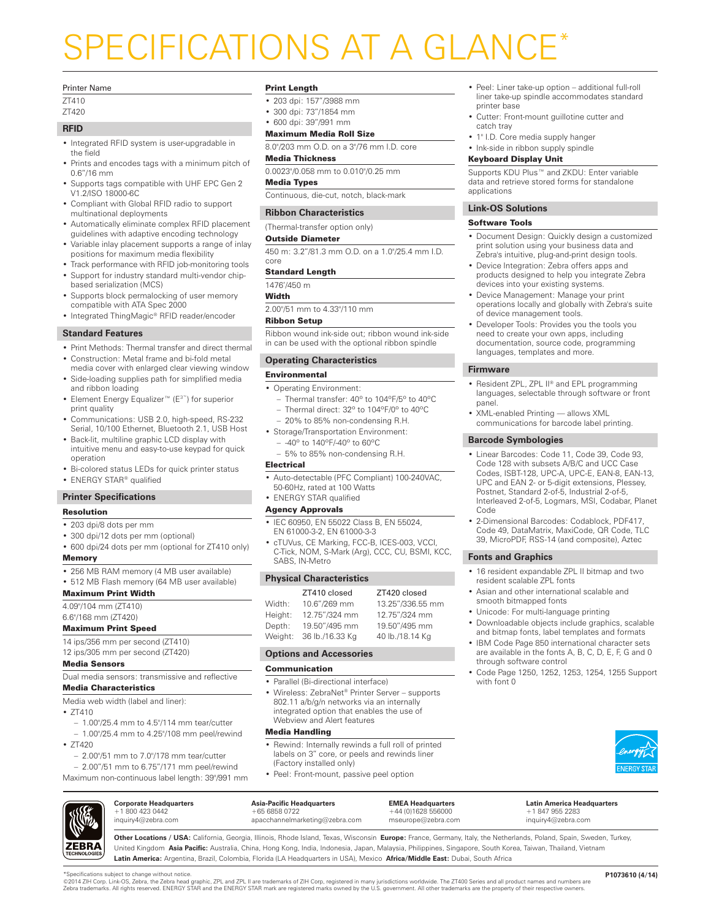# SPECIFICATIONS AT A GLANCE*

**Printer Name**

ZT410
ZT420

## RFID

- Integrated RFID system is user-upgradable in the field
- Prints and encodes tags with a minimum pitch of 0.6"/16 mm
- Supports tags compatible with UHF EPC Gen 2 V1.2/ISO 18000-6C
- Compliant with Global RFID radio to support multinational deployments
- Automatically eliminate complex RFID placement guidelines with adaptive encoding technology
- Variable inlay placement supports a range of inlay positions for maximum media flexibility
- Track performance with RFID job-monitoring tools
- Support for industry standard multi-vendor chip-based serialization (MCS)
- Supports block permalocking of user memory compatible with ATA Spec 2000
- Integrated ThingMagic® RFID reader/encoder

## Standard Features

- Print Methods: Thermal transfer and direct thermal
- Construction: Metal frame and bi-fold metal media cover with enlarged clear viewing window
- Side-loading supplies path for simplified media and ribbon loading
- Element Energy Equalizer™ (E3™) for superior print quality
- Communications: USB 2.0, high-speed, RS-232 Serial, 10/100 Ethernet, Bluetooth 2.1, USB Host
- Back-lit, multiline graphic LCD display with intuitive menu and easy-to-use keypad for quick operation
- Bi-colored status LEDs for quick printer status
- ENERGY STAR® qualified

## Printer Specifications

### Resolution

- 203 dpi/8 dots per mm
- 300 dpi/12 dots per mm (optional)
- 600 dpi/24 dots per mm (optional for ZT410 only)

### Memory

- 256 MB RAM memory (4 MB user available)
- 512 MB Flash memory (64 MB user available)

### Maximum Print Width

4.09"/104 mm (ZT410)
6.6"/168 mm (ZT420)

### Maximum Print Speed

14 ips/356 mm per second (ZT410)
12 ips/305 mm per second (ZT420)

### Media Sensors

Dual media sensors: transmissive and reflective

### Media Characteristics

Media web width (label and liner):

- ZT410
  - 1.00"/25.4 mm to 4.5"/114 mm tear/cutter
  - 1.00"/25.4 mm to 4.25"/108 mm peel/rewind
- ZT420
  - 2.00"/51 mm to 7.0"/178 mm tear/cutter
  - 2.00"/51 mm to 6.75"/171 mm peel/rewind

Maximum non-continuous label length: 39"/991 mm

### Print Length

- 203 dpi: 157"/3988 mm
- 300 dpi: 73"/1854 mm
- 600 dpi: 39"/991 mm

### Maximum Media Roll Size

8.0"/203 mm O.D. on a 3"/76 mm I.D. core

### Media Thickness

0.0023"/0.058 mm to 0.010"/0.25 mm

### Media Types

Continuous, die-cut, notch, black-mark

## Ribbon Characteristics

(Thermal-transfer option only)

### Outside Diameter

450 m: 3.2"/81.3 mm O.D. on a 1.0"/25.4 mm I.D. core

### Standard Length

1476'/450 m

### Width

2.00"/51 mm to 4.33"/110 mm

### Ribbon Setup

Ribbon wound ink-side out; ribbon wound ink-side in can be used with the optional ribbon spindle

## Operating Characteristics

### Environmental

- Operating Environment:
  - Thermal transfer: 40° to 104°F/5° to 40°C
  - Thermal direct: 32° to 104°F/0° to 40°C
  - 20% to 85% non-condensing R.H.
- Storage/Transportation Environment:
  - -40° to 140°F/-40° to 60°C
  - 5% to 85% non-condensing R.H.

### Electrical

- Auto-detectable (PFC Compliant) 100-240VAC, 50-60Hz, rated at 100 Watts
- ENERGY STAR qualified

### Agency Approvals

- IEC 60950, EN 55022 Class B, EN 55024, EN 61000-3-2, EN 61000-3-3
- cTUVus, CE Marking, FCC-B, ICES-003, VCCI, C-Tick, NOM, S-Mark (Arg), CCC, CU, BSMI, KCC, SABS, IN-Metro

## Physical Characteristics

| | ZT410 closed | ZT420 closed |
|---|---|---|
| Width: | 10.6"/269 mm | 13.25"/336.55 mm |
| Height: | 12.75"/324 mm | 12.75"/324 mm |
| Depth: | 19.50"/495 mm | 19.50"/495 mm |
| Weight: | 36 lb./16.33 Kg | 40 lb./18.14 Kg |

## Options and Accessories

### Communication

- Parallel (Bi-directional interface)
- Wireless: ZebraNet® Printer Server – supports 802.11 a/b/g/n networks via an internally integrated option that enables the use of Webview and Alert features

### Media Handling

- Rewind: Internally rewinds a full roll of printed labels on 3" core, or peels and rewinds liner (Factory installed only)
- Peel: Front-mount, passive peel option
- Peel: Liner take-up option – additional full-roll liner take-up spindle accommodates standard printer base
- Cutter: Front-mount guillotine cutter and catch tray
- 1" I.D. Core media supply hanger
- Ink-side in ribbon supply spindle

### Keyboard Display Unit

Supports KDU Plus™ and ZKDU: Enter variable data and retrieve stored forms for standalone applications

## Link-OS Solutions

### Software Tools

- Document Design: Quickly design a customized print solution using your business data and Zebra's intuitive, plug-and-print design tools.
- Device Integration: Zebra offers apps and products designed to help you integrate Zebra devices into your existing systems.
- Device Management: Manage your print operations locally and globally with Zebra's suite of device management tools.
- Developer Tools: Provides you the tools you need to create your own apps, including documentation, source code, programming languages, templates and more.

## Firmware

- Resident ZPL, ZPL II® and EPL programming languages, selectable through software or front panel.
- XML-enabled Printing — allows XML communications for barcode label printing.

## Barcode Symbologies

- Linear Barcodes: Code 11, Code 39, Code 93, Code 128 with subsets A/B/C and UCC Case Codes, ISBT-128, UPC-A, UPC-E, EAN-8, EAN-13, UPC and EAN 2- or 5-digit extensions, Plessey, Postnet, Standard 2-of-5, Industrial 2-of-5, Interleaved 2-of-5, Logmars, MSI, Codabar, Planet Code
- 2-Dimensional Barcodes: Codablock, PDF417, Code 49, DataMatrix, MaxiCode, QR Code, TLC 39, MicroPDF, RSS-14 (and composite), Aztec

## Fonts and Graphics

- 16 resident expandable ZPL II bitmap and two resident scalable ZPL fonts
- Asian and other international scalable and smooth bitmapped fonts
- Unicode: For multi-language printing
- Downloadable objects include graphics, scalable and bitmap fonts, label templates and formats
- IBM Code Page 850 international character sets are available in the fonts A, B, C, D, E, F, G and 0 through software control
- Code Page 1250, 1252, 1253, 1254, 1255 Support with font 0

ENERGY STAR

**Corporate Headquarters**
+1 800 423 0442
inquiry4@zebra.com

**Asia-Pacific Headquarters**
+65 6858 0722
apacchannelmarketing@zebra.com

**EMEA Headquarters**
+44 (0)1628 556000
mseurope@zebra.com

**Latin America Headquarters**
+1 847 955 2283
inquiry4@zebra.com

**Other Locations / USA:** California, Georgia, Illinois, Rhode Island, Texas, Wisconsin **Europe:** France, Germany, Italy, the Netherlands, Poland, Spain, Sweden, Turkey, United Kingdom **Asia Pacific:** Australia, China, Hong Kong, India, Indonesia, Japan, Malaysia, Philippines, Singapore, South Korea, Taiwan, Thailand, Vietnam **Latin America:** Argentina, Brazil, Colombia, Florida (LA Headquarters in USA), Mexico **Africa/Middle East:** Dubai, South Africa

*Specifications subject to change without notice.
©2014 ZIH Corp. Link-OS, Zebra, the Zebra head graphic, ZPL and ZPL II are trademarks of ZIH Corp, registered in many jurisdictions worldwide. The ZT400 Series and all product names and numbers are Zebra trademarks. All rights reserved. ENERGY STAR and the ENERGY STAR mark are registered marks owned by the U.S. government. All other trademarks are the property of their respective owners.

**P1073610 (4/14)**